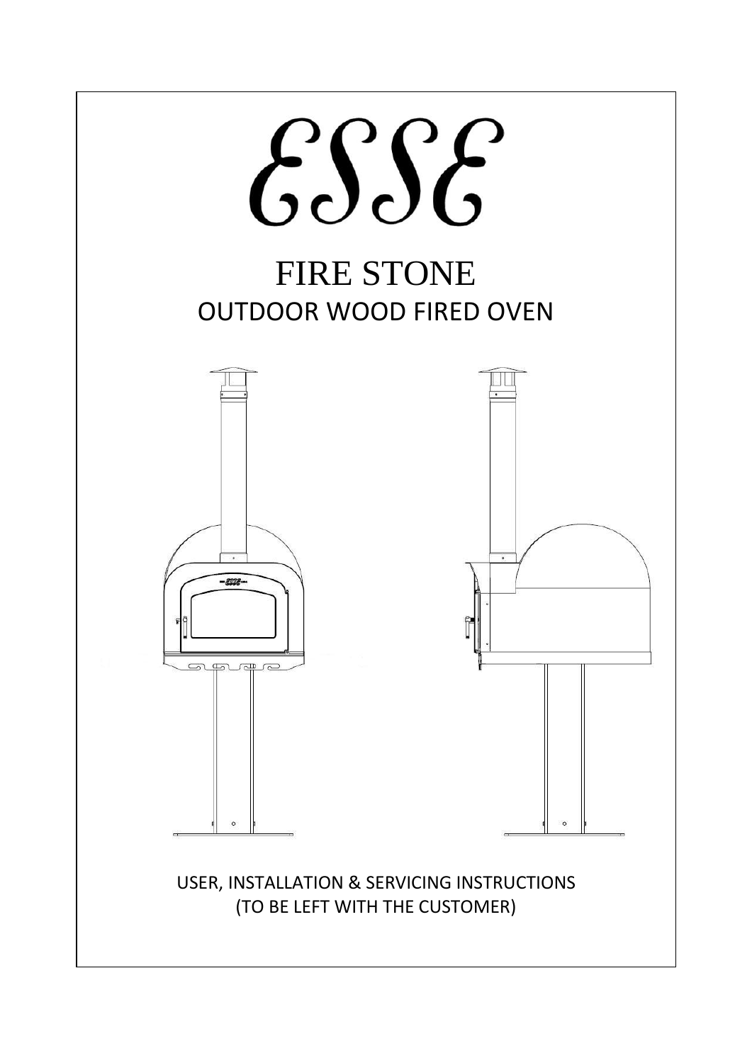# ESSE

# FIRE STONE

## OUTDOOR WOOD FIRED OVEN

USER, INSTALLATION & SERVICING INSTRUCTIONS
(TO BE LEFT WITH THE CUSTOMER)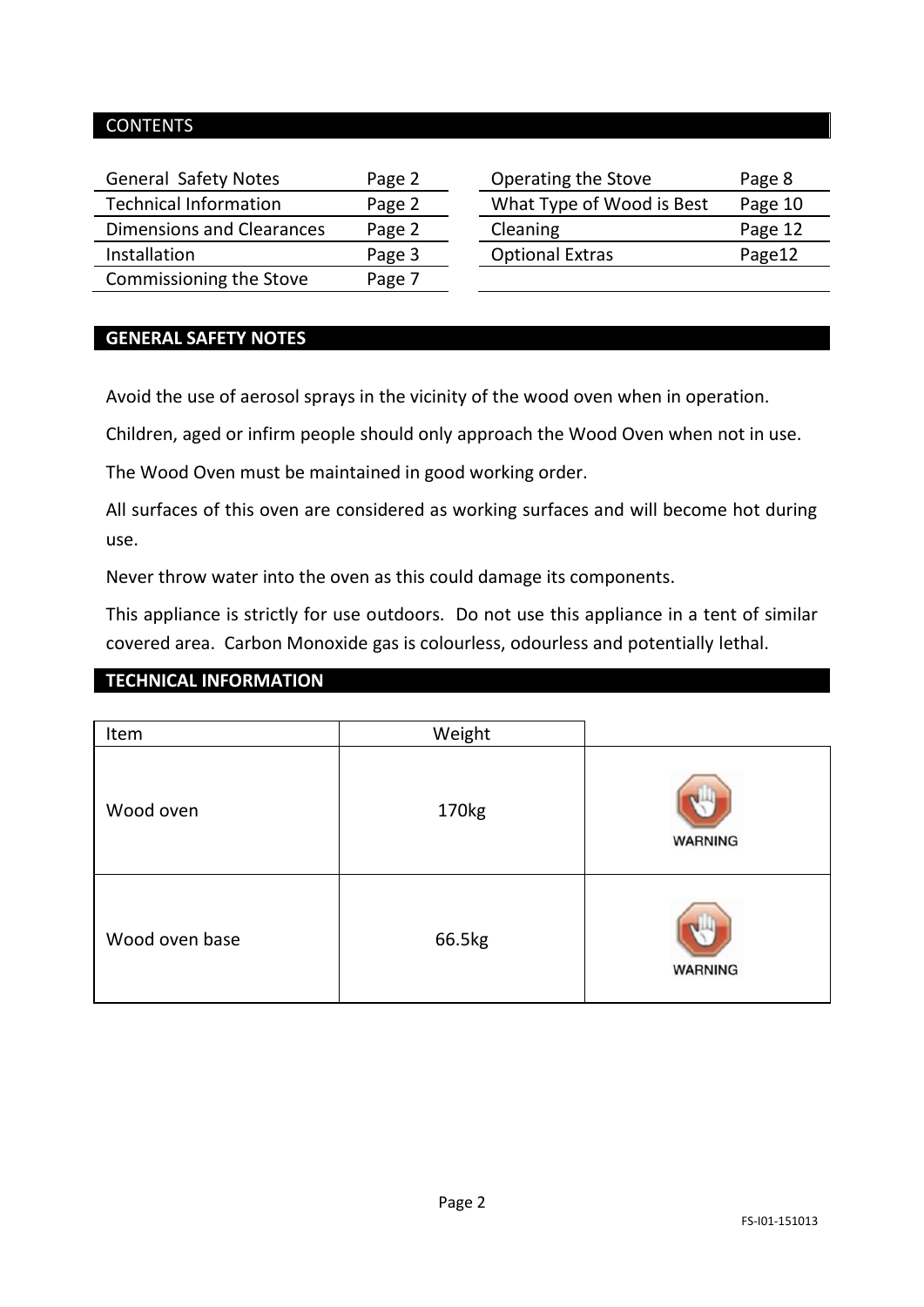## CONTENTS

| | | | |
|---|---|---|---|
| General Safety Notes | Page 2 | Operating the Stove | Page 8 |
| Technical Information | Page 2 | What Type of Wood is Best | Page 10 |
| Dimensions and Clearances | Page 2 | Cleaning | Page 12 |
| Installation | Page 3 | Optional Extras | Page12 |
| Commissioning the Stove | Page 7 | | |

## GENERAL SAFETY NOTES

Avoid the use of aerosol sprays in the vicinity of the wood oven when in operation.

Children, aged or infirm people should only approach the Wood Oven when not in use.

The Wood Oven must be maintained in good working order.

All surfaces of this oven are considered as working surfaces and will become hot during use.

Never throw water into the oven as this could damage its components.

This appliance is strictly for use outdoors. Do not use this appliance in a tent of similar covered area. Carbon Monoxide gas is colourless, odourless and potentially lethal.

## TECHNICAL INFORMATION

| Item | Weight | |
|---|---|---|
| Wood oven | 170kg | WARNING |
| Wood oven base | 66.5kg | WARNING |

FS-I01-151013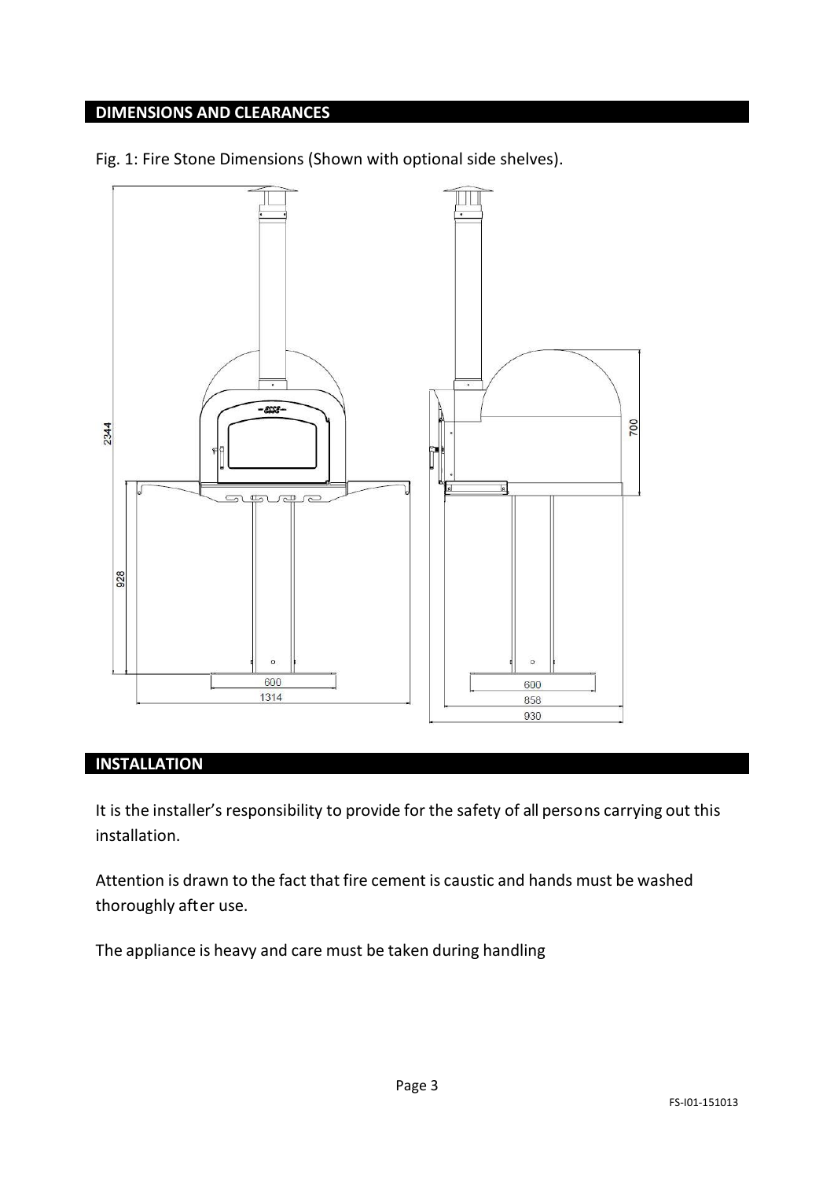## DIMENSIONS AND CLEARANCES

Fig. 1: Fire Stone Dimensions (Shown with optional side shelves).

## INSTALLATION

It is the installer's responsibility to provide for the safety of all persons carrying out this installation.

Attention is drawn to the fact that fire cement is caustic and hands must be washed thoroughly after use.

The appliance is heavy and care must be taken during handling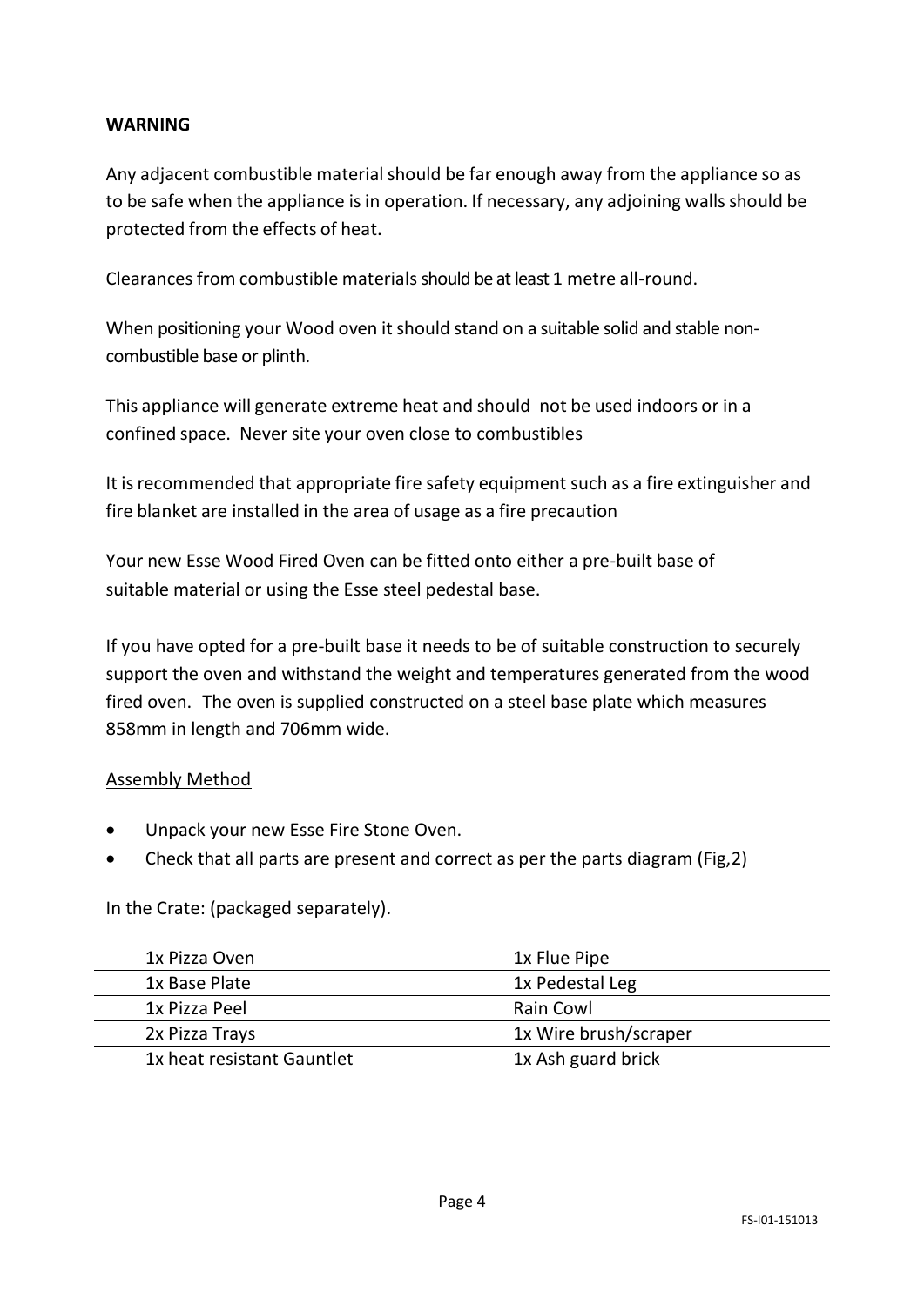**WARNING**

Any adjacent combustible material should be far enough away from the appliance so as to be safe when the appliance is in operation. If necessary, any adjoining walls should be protected from the effects of heat.

Clearances from combustible materials should be at least 1 metre all-round.

When positioning your Wood oven it should stand on a suitable solid and stable non-combustible base or plinth.

This appliance will generate extreme heat and should not be used indoors or in a confined space. Never site your oven close to combustibles

It is recommended that appropriate fire safety equipment such as a fire extinguisher and fire blanket are installed in the area of usage as a fire precaution

Your new Esse Wood Fired Oven can be fitted onto either a pre-built base of suitable material or using the Esse steel pedestal base.

If you have opted for a pre-built base it needs to be of suitable construction to securely support the oven and withstand the weight and temperatures generated from the wood fired oven. The oven is supplied constructed on a steel base plate which measures 858mm in length and 706mm wide.

<u>Assembly Method</u>

- Unpack your new Esse Fire Stone Oven.
- Check that all parts are present and correct as per the parts diagram (Fig,2)

In the Crate: (packaged separately).

| | |
|---|---|
| 1x Pizza Oven | 1x Flue Pipe |
| 1x Base Plate | 1x Pedestal Leg |
| 1x Pizza Peel | Rain Cowl |
| 2x Pizza Trays | 1x Wire brush/scraper |
| 1x heat resistant Gauntlet | 1x Ash guard brick |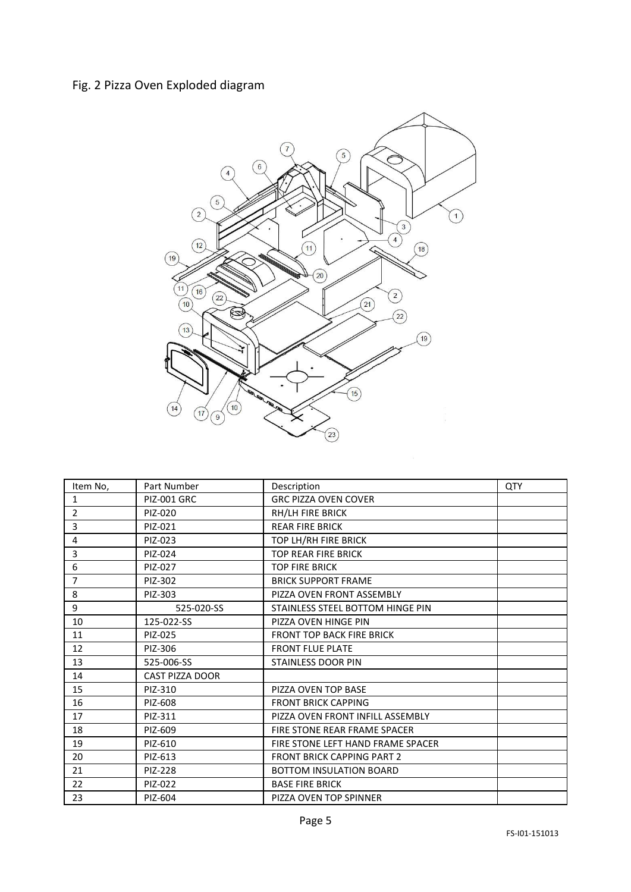Fig. 2 Pizza Oven Exploded diagram

| Item No, | Part Number | Description | QTY |
|---|---|---|---|
| 1 | PIZ-001 GRC | GRC PIZZA OVEN COVER | |
| 2 | PIZ-020 | RH/LH FIRE BRICK | |
| 3 | PIZ-021 | REAR FIRE BRICK | |
| 4 | PIZ-023 | TOP LH/RH FIRE BRICK | |
| 3 | PIZ-024 | TOP REAR FIRE BRICK | |
| 6 | PIZ-027 | TOP FIRE BRICK | |
| 7 | PIZ-302 | BRICK SUPPORT FRAME | |
| 8 | PIZ-303 | PIZZA OVEN FRONT ASSEMBLY | |
| 9 | 525-020-SS | STAINLESS STEEL BOTTOM HINGE PIN | |
| 10 | 125-022-SS | PIZZA OVEN HINGE PIN | |
| 11 | PIZ-025 | FRONT TOP BACK FIRE BRICK | |
| 12 | PIZ-306 | FRONT FLUE PLATE | |
| 13 | 525-006-SS | STAINLESS DOOR PIN | |
| 14 | CAST PIZZA DOOR | | |
| 15 | PIZ-310 | PIZZA OVEN TOP BASE | |
| 16 | PIZ-608 | FRONT BRICK CAPPING | |
| 17 | PIZ-311 | PIZZA OVEN FRONT INFILL ASSEMBLY | |
| 18 | PIZ-609 | FIRE STONE REAR FRAME SPACER | |
| 19 | PIZ-610 | FIRE STONE LEFT HAND FRAME SPACER | |
| 20 | PIZ-613 | FRONT BRICK CAPPING PART 2 | |
| 21 | PIZ-228 | BOTTOM INSULATION BOARD | |
| 22 | PIZ-022 | BASE FIRE BRICK | |
| 23 | PIZ-604 | PIZZA OVEN TOP SPINNER | |

FS-I01-151013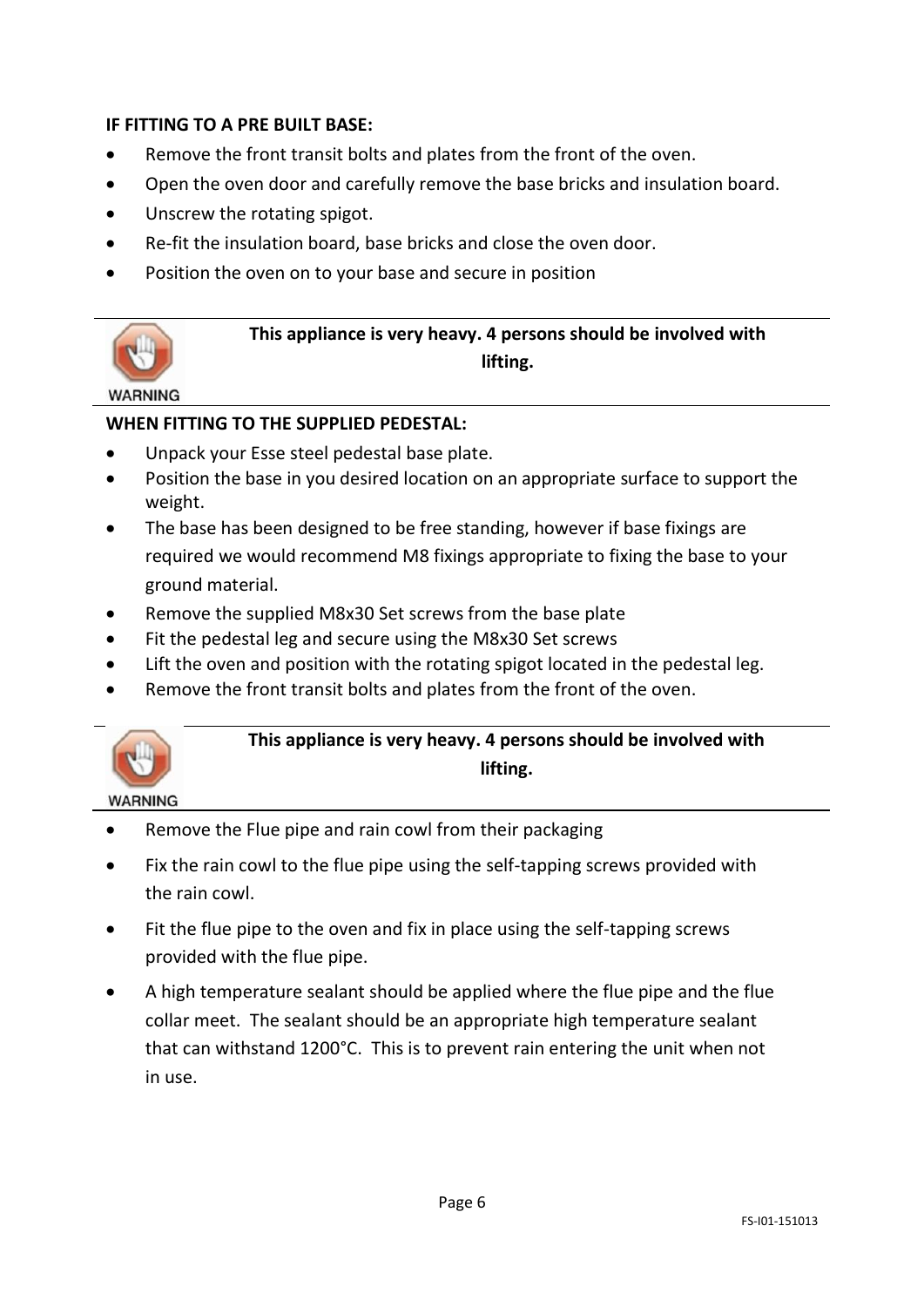**IF FITTING TO A PRE BUILT BASE:**

- Remove the front transit bolts and plates from the front of the oven.
- Open the oven door and carefully remove the base bricks and insulation board.
- Unscrew the rotating spigot.
- Re-fit the insulation board, base bricks and close the oven door.
- Position the oven on to your base and secure in position

WARNING

**This appliance is very heavy. 4 persons should be involved with lifting.**

**WHEN FITTING TO THE SUPPLIED PEDESTAL:**

- Unpack your Esse steel pedestal base plate.
- Position the base in you desired location on an appropriate surface to support the weight.
- The base has been designed to be free standing, however if base fixings are required we would recommend M8 fixings appropriate to fixing the base to your ground material.
- Remove the supplied M8x30 Set screws from the base plate
- Fit the pedestal leg and secure using the M8x30 Set screws
- Lift the oven and position with the rotating spigot located in the pedestal leg.
- Remove the front transit bolts and plates from the front of the oven.

WARNING

**This appliance is very heavy. 4 persons should be involved with lifting.**

- Remove the Flue pipe and rain cowl from their packaging
- Fix the rain cowl to the flue pipe using the self-tapping screws provided with the rain cowl.
- Fit the flue pipe to the oven and fix in place using the self-tapping screws provided with the flue pipe.
- A high temperature sealant should be applied where the flue pipe and the flue collar meet. The sealant should be an appropriate high temperature sealant that can withstand 1200°C. This is to prevent rain entering the unit when not in use.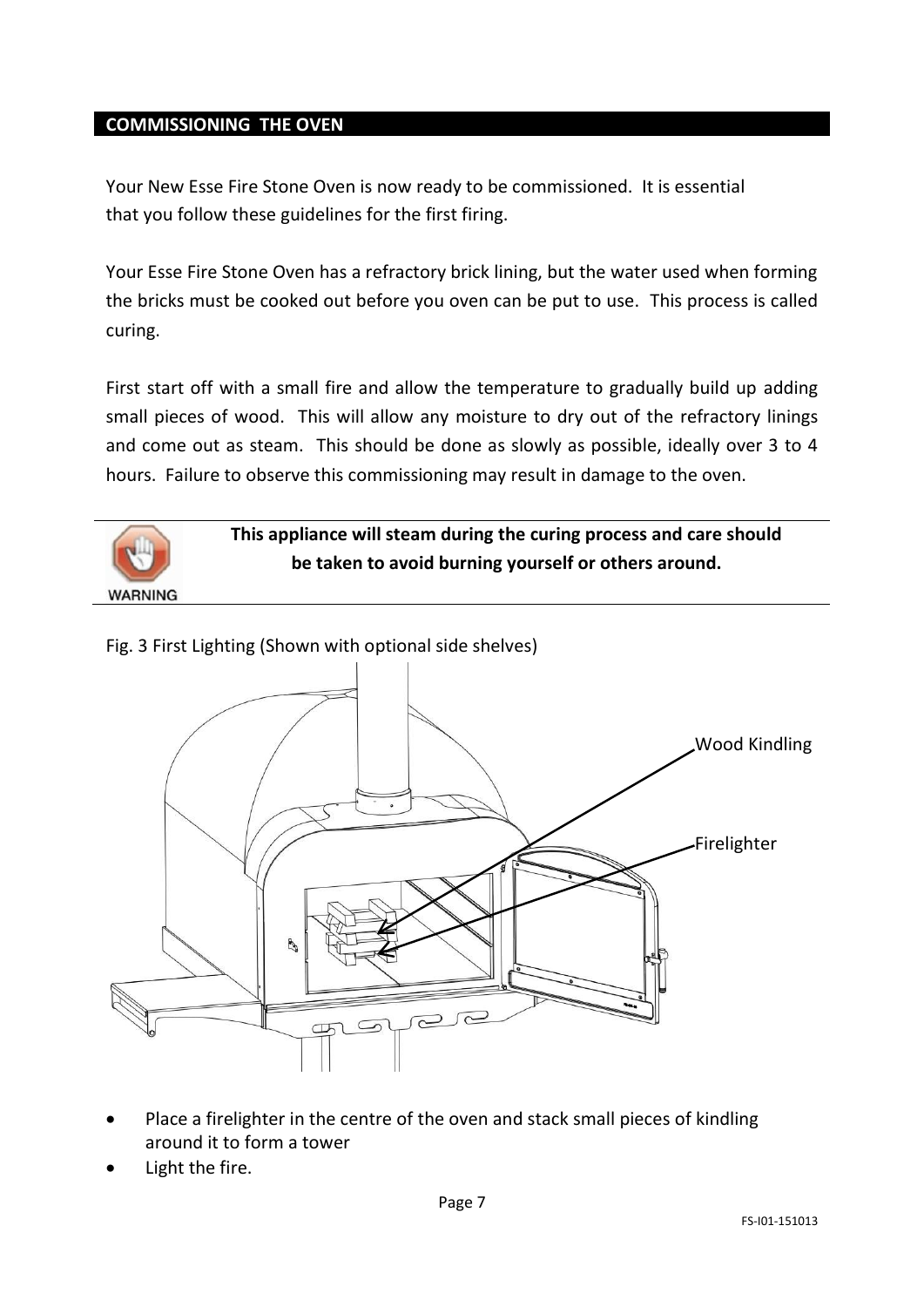## COMMISSIONING THE OVEN

Your New Esse Fire Stone Oven is now ready to be commissioned. It is essential that you follow these guidelines for the first firing.

Your Esse Fire Stone Oven has a refractory brick lining, but the water used when forming the bricks must be cooked out before you oven can be put to use. This process is called curing.

First start off with a small fire and allow the temperature to gradually build up adding small pieces of wood. This will allow any moisture to dry out of the refractory linings and come out as steam. This should be done as slowly as possible, ideally over 3 to 4 hours. Failure to observe this commissioning may result in damage to the oven.

WARNING

**This appliance will steam during the curing process and care should be taken to avoid burning yourself or others around.**

Fig. 3 First Lighting (Shown with optional side shelves)

Wood Kindling

Firelighter

- Place a firelighter in the centre of the oven and stack small pieces of kindling around it to form a tower
- Light the fire.

FS-I01-151013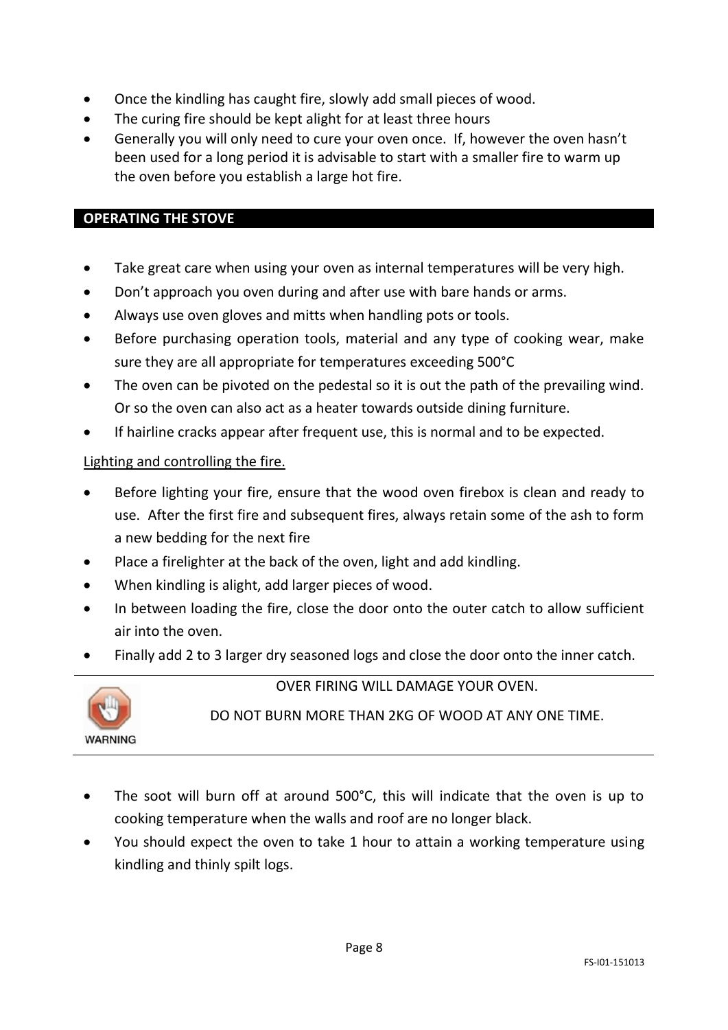- Once the kindling has caught fire, slowly add small pieces of wood.
- The curing fire should be kept alight for at least three hours
- Generally you will only need to cure your oven once. If, however the oven hasn't been used for a long period it is advisable to start with a smaller fire to warm up the oven before you establish a large hot fire.

## OPERATING THE STOVE

- Take great care when using your oven as internal temperatures will be very high.
- Don't approach you oven during and after use with bare hands or arms.
- Always use oven gloves and mitts when handling pots or tools.
- Before purchasing operation tools, material and any type of cooking wear, make sure they are all appropriate for temperatures exceeding 500°C
- The oven can be pivoted on the pedestal so it is out the path of the prevailing wind. Or so the oven can also act as a heater towards outside dining furniture.
- If hairline cracks appear after frequent use, this is normal and to be expected.

Lighting and controlling the fire.

- Before lighting your fire, ensure that the wood oven firebox is clean and ready to use. After the first fire and subsequent fires, always retain some of the ash to form a new bedding for the next fire
- Place a firelighter at the back of the oven, light and add kindling.
- When kindling is alight, add larger pieces of wood.
- In between loading the fire, close the door onto the outer catch to allow sufficient air into the oven.
- Finally add 2 to 3 larger dry seasoned logs and close the door onto the inner catch.

WARNING

OVER FIRING WILL DAMAGE YOUR OVEN.

DO NOT BURN MORE THAN 2KG OF WOOD AT ANY ONE TIME.

- The soot will burn off at around 500°C, this will indicate that the oven is up to cooking temperature when the walls and roof are no longer black.
- You should expect the oven to take 1 hour to attain a working temperature using kindling and thinly spilt logs.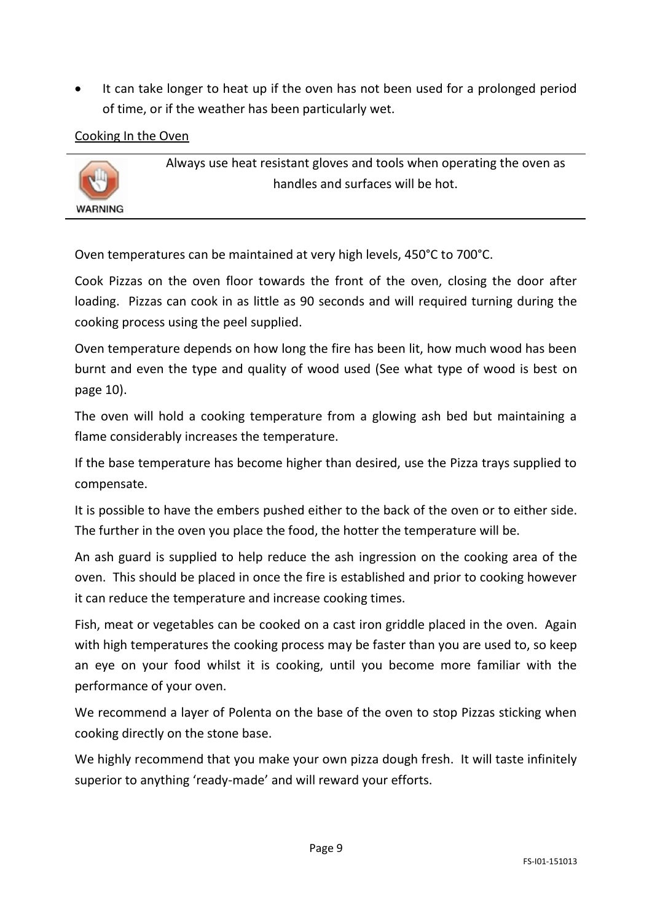- It can take longer to heat up if the oven has not been used for a prolonged period of time, or if the weather has been particularly wet.

Cooking In the Oven

| WARNING | Always use heat resistant gloves and tools when operating the oven as handles and surfaces will be hot. |
|---|---|

Oven temperatures can be maintained at very high levels, 450°C to 700°C.

Cook Pizzas on the oven floor towards the front of the oven, closing the door after loading. Pizzas can cook in as little as 90 seconds and will required turning during the cooking process using the peel supplied.

Oven temperature depends on how long the fire has been lit, how much wood has been burnt and even the type and quality of wood used (See what type of wood is best on page 10).

The oven will hold a cooking temperature from a glowing ash bed but maintaining a flame considerably increases the temperature.

If the base temperature has become higher than desired, use the Pizza trays supplied to compensate.

It is possible to have the embers pushed either to the back of the oven or to either side. The further in the oven you place the food, the hotter the temperature will be.

An ash guard is supplied to help reduce the ash ingression on the cooking area of the oven. This should be placed in once the fire is established and prior to cooking however it can reduce the temperature and increase cooking times.

Fish, meat or vegetables can be cooked on a cast iron griddle placed in the oven. Again with high temperatures the cooking process may be faster than you are used to, so keep an eye on your food whilst it is cooking, until you become more familiar with the performance of your oven.

We recommend a layer of Polenta on the base of the oven to stop Pizzas sticking when cooking directly on the stone base.

We highly recommend that you make your own pizza dough fresh. It will taste infinitely superior to anything 'ready-made' and will reward your efforts.

FS-I01-151013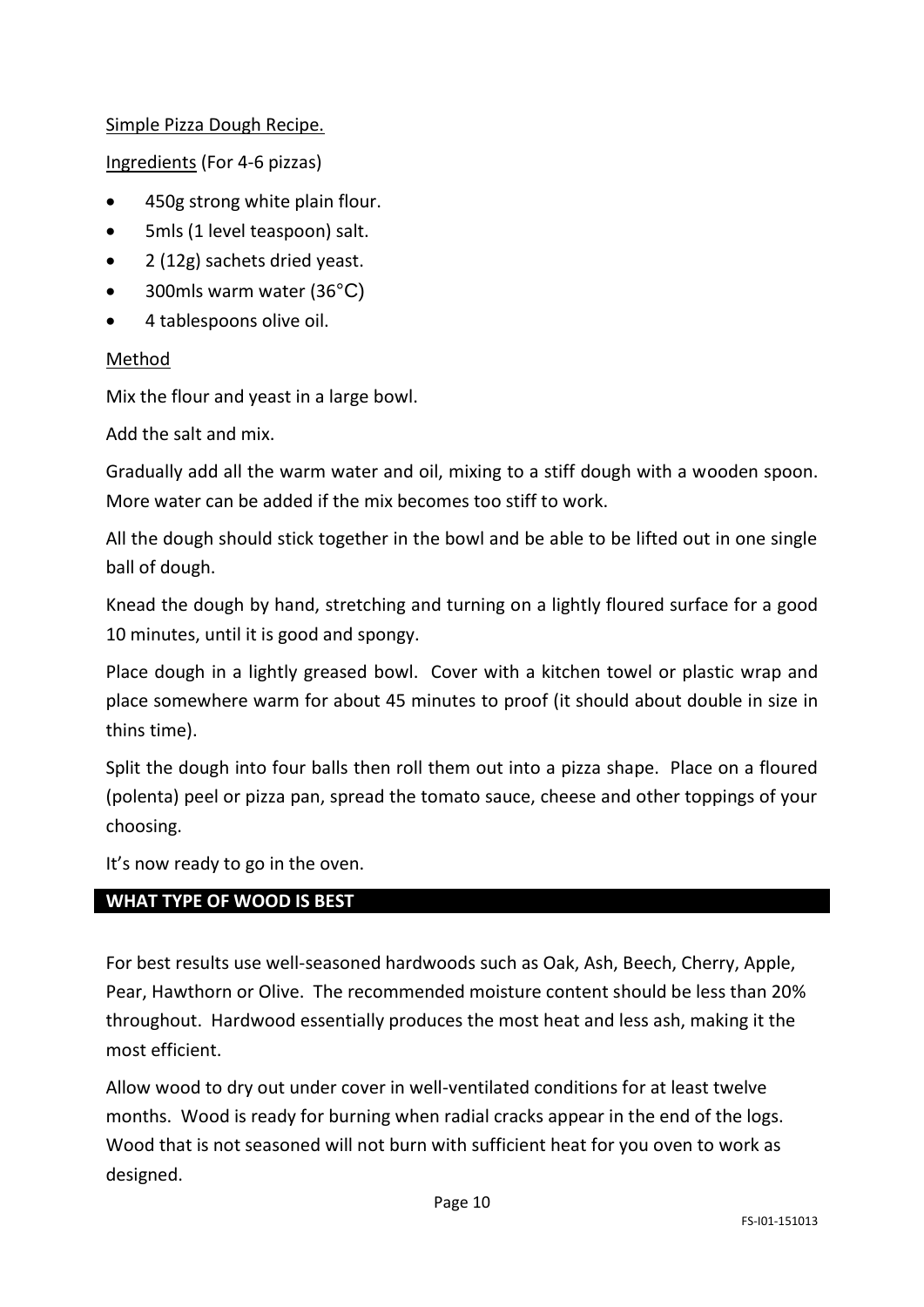Simple Pizza Dough Recipe.

Ingredients (For 4-6 pizzas)

- 450g strong white plain flour.
- 5mls (1 level teaspoon) salt.
- 2 (12g) sachets dried yeast.
- 300mls warm water (36°C)
- 4 tablespoons olive oil.

Method

Mix the flour and yeast in a large bowl.

Add the salt and mix.

Gradually add all the warm water and oil, mixing to a stiff dough with a wooden spoon. More water can be added if the mix becomes too stiff to work.

All the dough should stick together in the bowl and be able to be lifted out in one single ball of dough.

Knead the dough by hand, stretching and turning on a lightly floured surface for a good 10 minutes, until it is good and spongy.

Place dough in a lightly greased bowl. Cover with a kitchen towel or plastic wrap and place somewhere warm for about 45 minutes to proof (it should about double in size in thins time).

Split the dough into four balls then roll them out into a pizza shape. Place on a floured (polenta) peel or pizza pan, spread the tomato sauce, cheese and other toppings of your choosing.

It's now ready to go in the oven.

## WHAT TYPE OF WOOD IS BEST

For best results use well-seasoned hardwoods such as Oak, Ash, Beech, Cherry, Apple, Pear, Hawthorn or Olive. The recommended moisture content should be less than 20% throughout. Hardwood essentially produces the most heat and less ash, making it the most efficient.

Allow wood to dry out under cover in well-ventilated conditions for at least twelve months. Wood is ready for burning when radial cracks appear in the end of the logs. Wood that is not seasoned will not burn with sufficient heat for you oven to work as designed.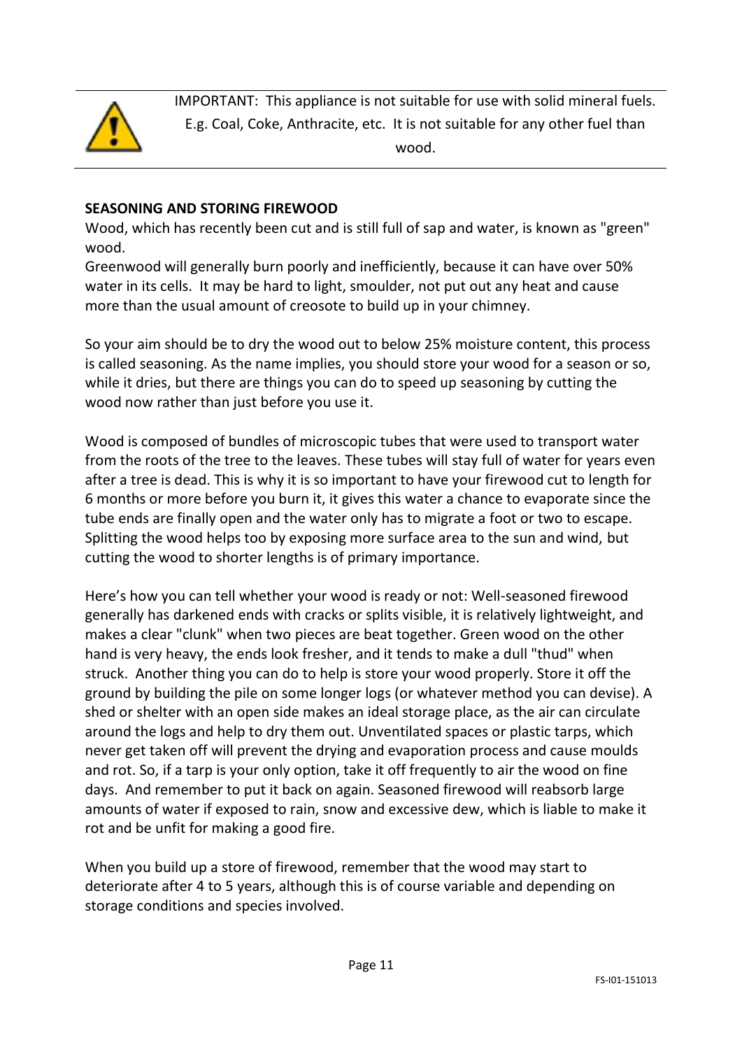IMPORTANT: This appliance is not suitable for use with solid mineral fuels. E.g. Coal, Coke, Anthracite, etc. It is not suitable for any other fuel than wood.

**SEASONING AND STORING FIREWOOD**

Wood, which has recently been cut and is still full of sap and water, is known as "green" wood.

Greenwood will generally burn poorly and inefficiently, because it can have over 50% water in its cells. It may be hard to light, smoulder, not put out any heat and cause more than the usual amount of creosote to build up in your chimney.

So your aim should be to dry the wood out to below 25% moisture content, this process is called seasoning. As the name implies, you should store your wood for a season or so, while it dries, but there are things you can do to speed up seasoning by cutting the wood now rather than just before you use it.

Wood is composed of bundles of microscopic tubes that were used to transport water from the roots of the tree to the leaves. These tubes will stay full of water for years even after a tree is dead. This is why it is so important to have your firewood cut to length for 6 months or more before you burn it, it gives this water a chance to evaporate since the tube ends are finally open and the water only has to migrate a foot or two to escape. Splitting the wood helps too by exposing more surface area to the sun and wind, but cutting the wood to shorter lengths is of primary importance.

Here's how you can tell whether your wood is ready or not: Well-seasoned firewood generally has darkened ends with cracks or splits visible, it is relatively lightweight, and makes a clear "clunk" when two pieces are beat together. Green wood on the other hand is very heavy, the ends look fresher, and it tends to make a dull "thud" when struck. Another thing you can do to help is store your wood properly. Store it off the ground by building the pile on some longer logs (or whatever method you can devise). A shed or shelter with an open side makes an ideal storage place, as the air can circulate around the logs and help to dry them out. Unventilated spaces or plastic tarps, which never get taken off will prevent the drying and evaporation process and cause moulds and rot. So, if a tarp is your only option, take it off frequently to air the wood on fine days. And remember to put it back on again. Seasoned firewood will reabsorb large amounts of water if exposed to rain, snow and excessive dew, which is liable to make it rot and be unfit for making a good fire.

When you build up a store of firewood, remember that the wood may start to deteriorate after 4 to 5 years, although this is of course variable and depending on storage conditions and species involved.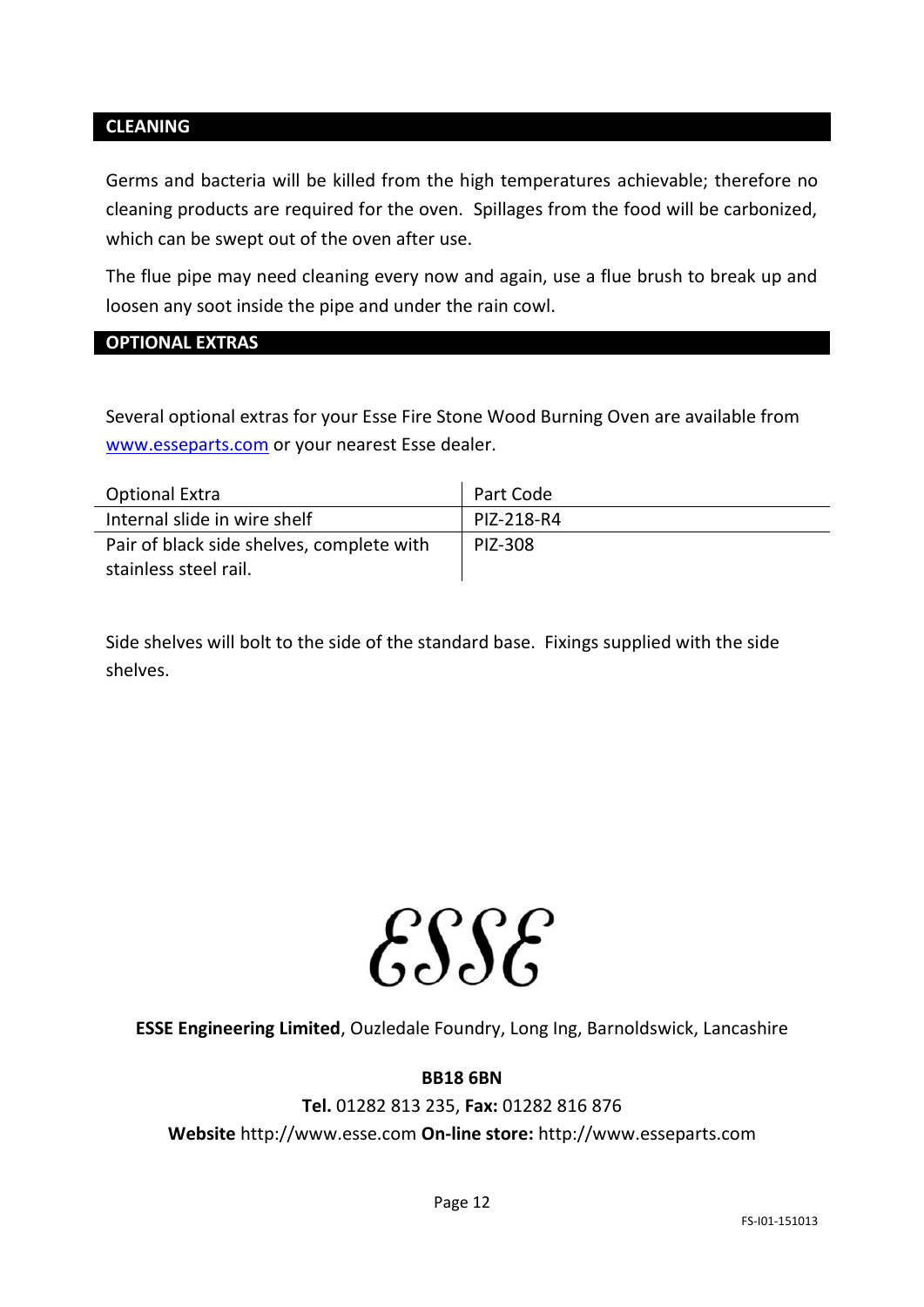## CLEANING

Germs and bacteria will be killed from the high temperatures achievable; therefore no cleaning products are required for the oven. Spillages from the food will be carbonized, which can be swept out of the oven after use.

The flue pipe may need cleaning every now and again, use a flue brush to break up and loosen any soot inside the pipe and under the rain cowl.

## OPTIONAL EXTRAS

Several optional extras for your Esse Fire Stone Wood Burning Oven are available from www.esseparts.com or your nearest Esse dealer.

| Optional Extra | Part Code |
| --- | --- |
| Internal slide in wire shelf | PIZ-218-R4 |
| Pair of black side shelves, complete with stainless steel rail. | PIZ-308 |

Side shelves will bolt to the side of the standard base. Fixings supplied with the side shelves.

ESSE

**ESSE Engineering Limited**, Ouzledale Foundry, Long Ing, Barnoldswick, Lancashire

**BB18 6BN**

**Tel.** 01282 813 235, **Fax:** 01282 816 876

**Website** http://www.esse.com **On-line store:** http://www.esseparts.com

FS-I01-151013